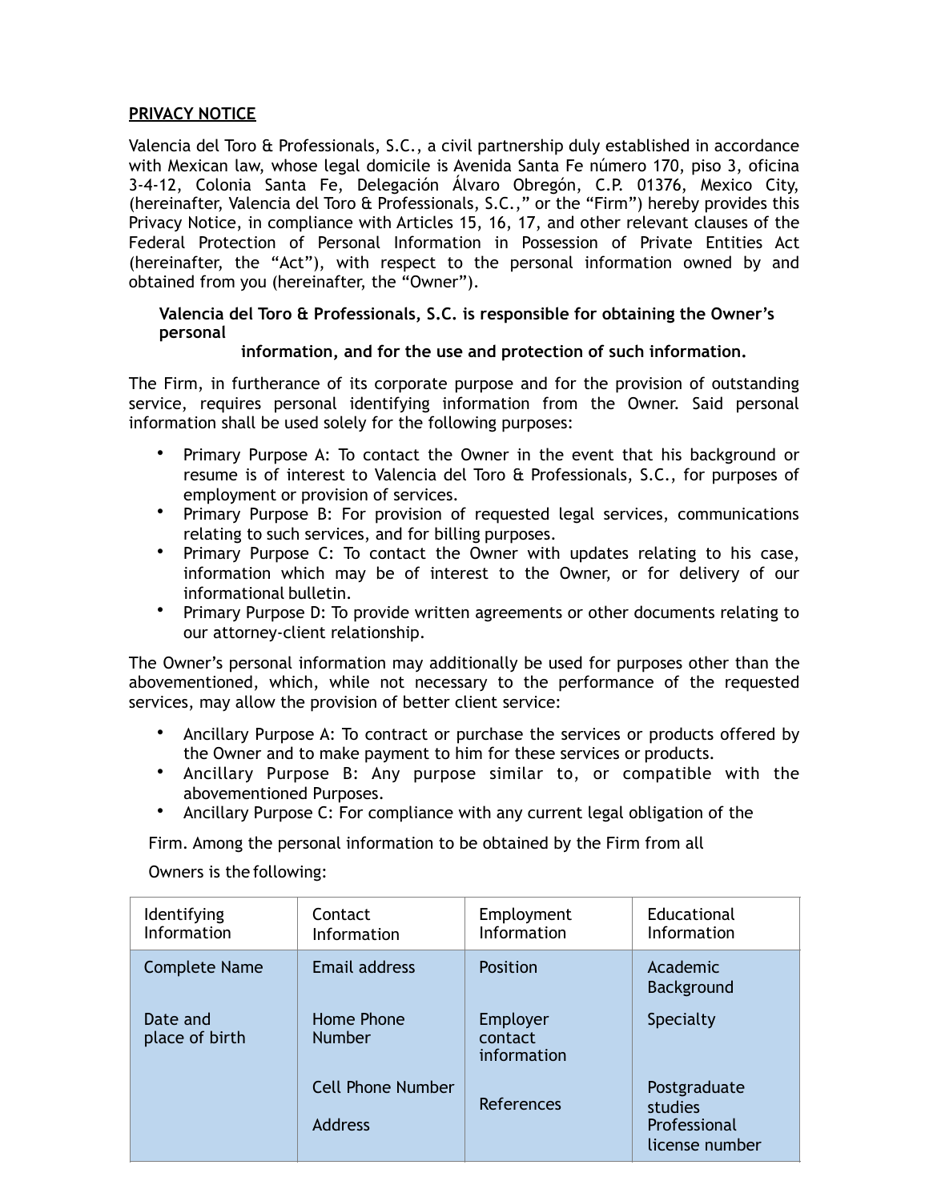**PRIVACY NOTICE**

Valencia del Toro & Professionals, S.C., a civil partnership duly established in accordance with Mexican law, whose legal domicile is Avenida Santa Fe número 170, piso 3, oficina 3-4-12, Colonia Santa Fe, Delegación Álvaro Obregón, C.P. 01376, Mexico City, (hereinafter, Valencia del Toro & Professionals, S.C.," or the "Firm") hereby provides this Privacy Notice, in compliance with Articles 15, 16, 17, and other relevant clauses of the Federal Protection of Personal Information in Possession of Private Entities Act (hereinafter, the "Act"), with respect to the personal information owned by and obtained from you (hereinafter, the "Owner").

**Valencia del Toro & Professionals, S.C. is responsible for obtaining the Owner's personal information, and for the use and protection of such information.**

The Firm, in furtherance of its corporate purpose and for the provision of outstanding service, requires personal identifying information from the Owner. Said personal information shall be used solely for the following purposes:

- Primary Purpose A: To contact the Owner in the event that his background or resume is of interest to Valencia del Toro & Professionals, S.C., for purposes of employment or provision of services.
- Primary Purpose B: For provision of requested legal services, communications relating to such services, and for billing purposes.
- Primary Purpose C: To contact the Owner with updates relating to his case, information which may be of interest to the Owner, or for delivery of our informational bulletin.
- Primary Purpose D: To provide written agreements or other documents relating to our attorney-client relationship.

The Owner's personal information may additionally be used for purposes other than the abovementioned, which, while not necessary to the performance of the requested services, may allow the provision of better client service:

- Ancillary Purpose A: To contract or purchase the services or products offered by the Owner and to make payment to him for these services or products.
- Ancillary Purpose B: Any purpose similar to, or compatible with the abovementioned Purposes.
- Ancillary Purpose C: For compliance with any current legal obligation of the Firm.

Among the personal information to be obtained by the Firm from all Owners is the following:

| Identifying Information | Contact Information | Employment Information | Educational Information |
|---|---|---|---|
| Complete Name | Email address | Position | Academic Background |
| Date and place of birth | Home Phone Number | Employer contact information | Specialty |
| | Cell Phone Number | References | Postgraduate studies |
| | Address | | Professional license number |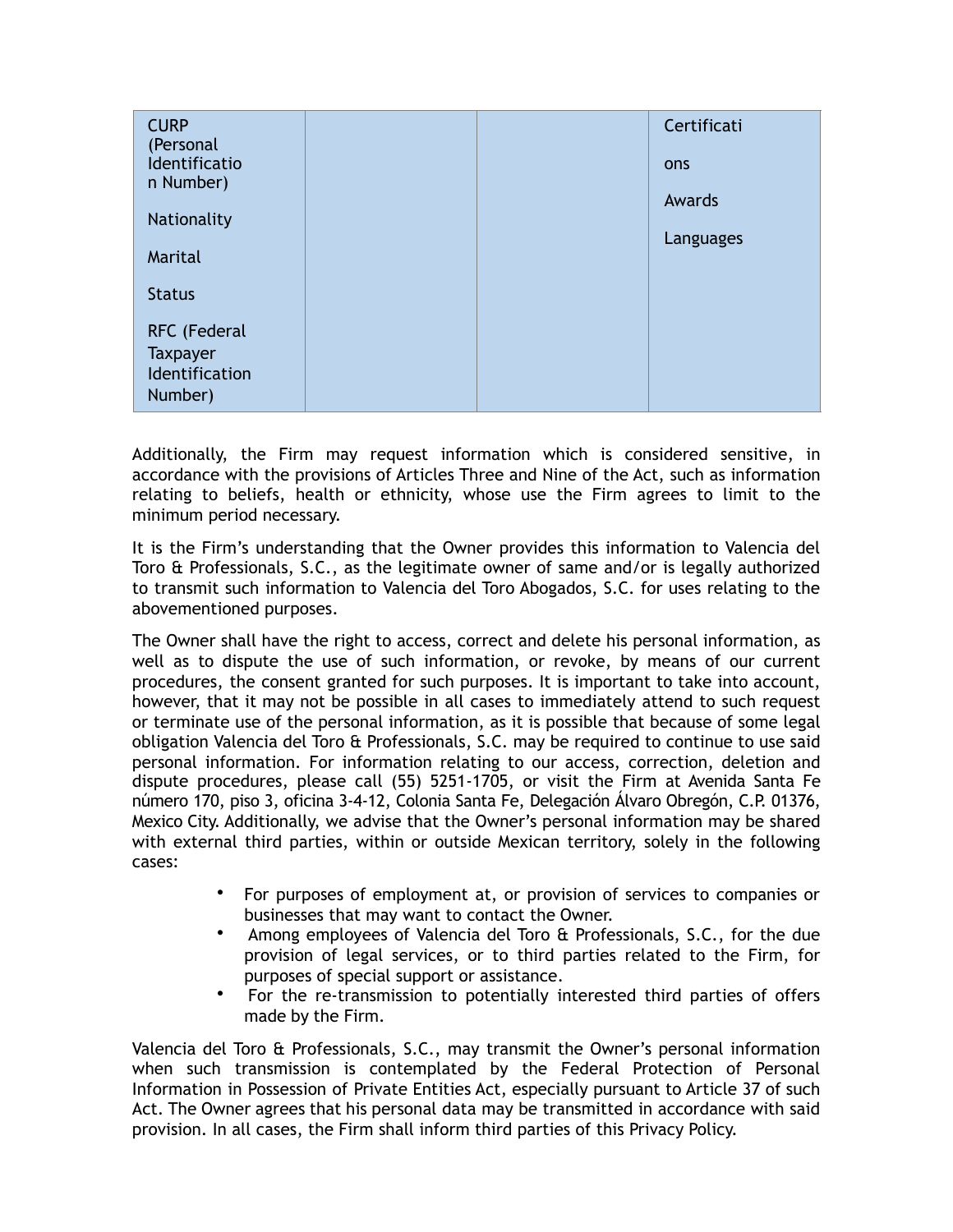| CURP (Personal Identification Number)<br><br>Nationality<br><br>Marital<br><br>Status<br><br>RFC (Federal Taxpayer Identification Number) | | | Certifications<br><br>Awards<br><br>Languages |
|---|---|---|---|

Additionally, the Firm may request information which is considered sensitive, in accordance with the provisions of Articles Three and Nine of the Act, such as information relating to beliefs, health or ethnicity, whose use the Firm agrees to limit to the minimum period necessary.

It is the Firm's understanding that the Owner provides this information to Valencia del Toro & Professionals, S.C., as the legitimate owner of same and/or is legally authorized to transmit such information to Valencia del Toro Abogados, S.C. for uses relating to the abovementioned purposes.

The Owner shall have the right to access, correct and delete his personal information, as well as to dispute the use of such information, or revoke, by means of our current procedures, the consent granted for such purposes. It is important to take into account, however, that it may not be possible in all cases to immediately attend to such request or terminate use of the personal information, as it is possible that because of some legal obligation Valencia del Toro & Professionals, S.C. may be required to continue to use said personal information. For information relating to our access, correction, deletion and dispute procedures, please call (55) 5251-1705, or visit the Firm at Avenida Santa Fe número 170, piso 3, oficina 3-4-12, Colonia Santa Fe, Delegación Álvaro Obregón, C.P. 01376, Mexico City. Additionally, we advise that the Owner's personal information may be shared with external third parties, within or outside Mexican territory, solely in the following cases:

- For purposes of employment at, or provision of services to companies or businesses that may want to contact the Owner.
- Among employees of Valencia del Toro & Professionals, S.C., for the due provision of legal services, or to third parties related to the Firm, for purposes of special support or assistance.
- For the re-transmission to potentially interested third parties of offers made by the Firm.

Valencia del Toro & Professionals, S.C., may transmit the Owner's personal information when such transmission is contemplated by the Federal Protection of Personal Information in Possession of Private Entities Act, especially pursuant to Article 37 of such Act. The Owner agrees that his personal data may be transmitted in accordance with said provision. In all cases, the Firm shall inform third parties of this Privacy Policy.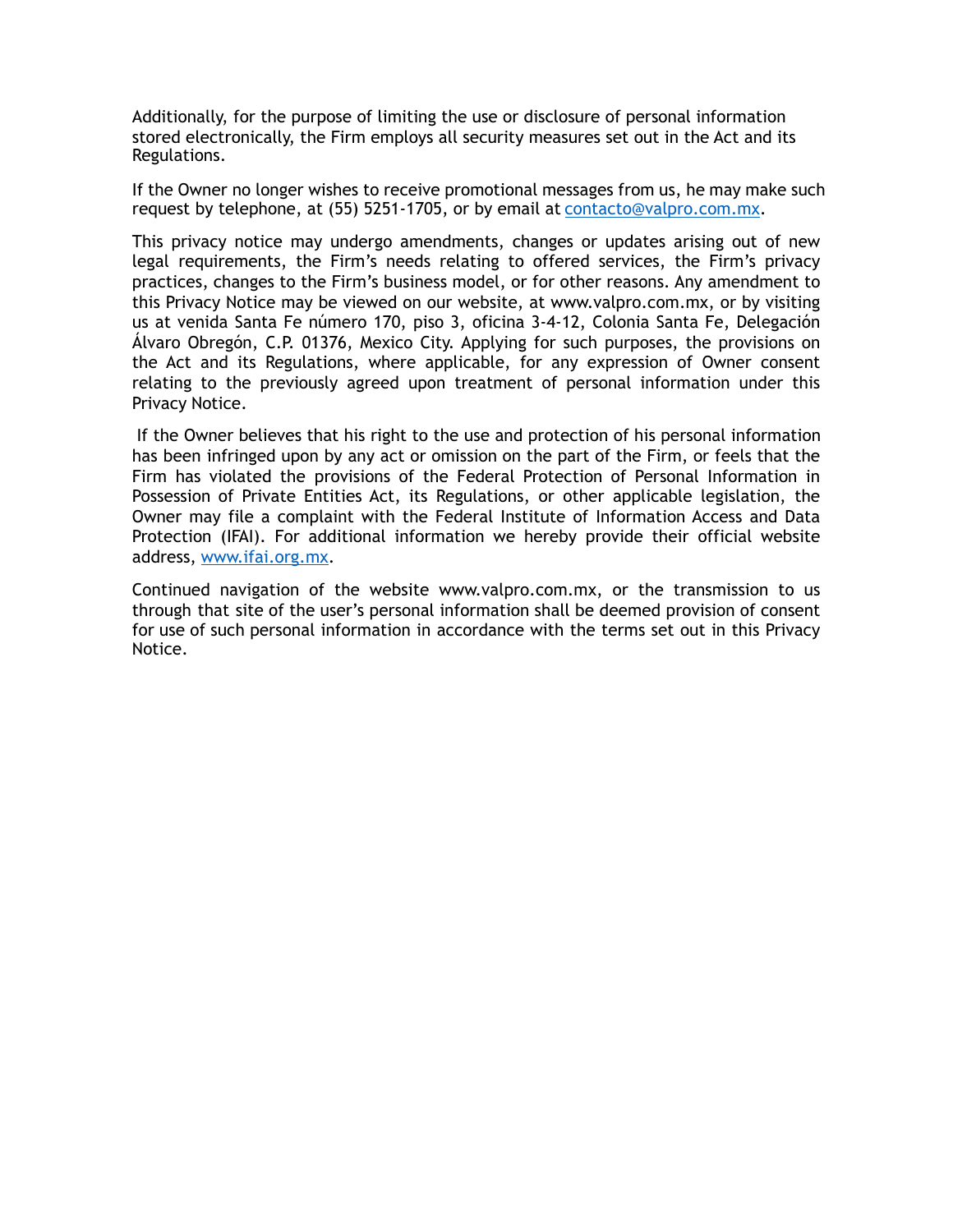Additionally, for the purpose of limiting the use or disclosure of personal information stored electronically, the Firm employs all security measures set out in the Act and its Regulations.

If the Owner no longer wishes to receive promotional messages from us, he may make such request by telephone, at (55) 5251-1705, or by email at contacto@valpro.com.mx.

This privacy notice may undergo amendments, changes or updates arising out of new legal requirements, the Firm's needs relating to offered services, the Firm's privacy practices, changes to the Firm's business model, or for other reasons. Any amendment to this Privacy Notice may be viewed on our website, at www.valpro.com.mx, or by visiting us at venida Santa Fe número 170, piso 3, oficina 3-4-12, Colonia Santa Fe, Delegación Álvaro Obregón, C.P. 01376, Mexico City. Applying for such purposes, the provisions on the Act and its Regulations, where applicable, for any expression of Owner consent relating to the previously agreed upon treatment of personal information under this Privacy Notice.

If the Owner believes that his right to the use and protection of his personal information has been infringed upon by any act or omission on the part of the Firm, or feels that the Firm has violated the provisions of the Federal Protection of Personal Information in Possession of Private Entities Act, its Regulations, or other applicable legislation, the Owner may file a complaint with the Federal Institute of Information Access and Data Protection (IFAI). For additional information we hereby provide their official website address, www.ifai.org.mx.

Continued navigation of the website www.valpro.com.mx, or the transmission to us through that site of the user's personal information shall be deemed provision of consent for use of such personal information in accordance with the terms set out in this Privacy Notice.